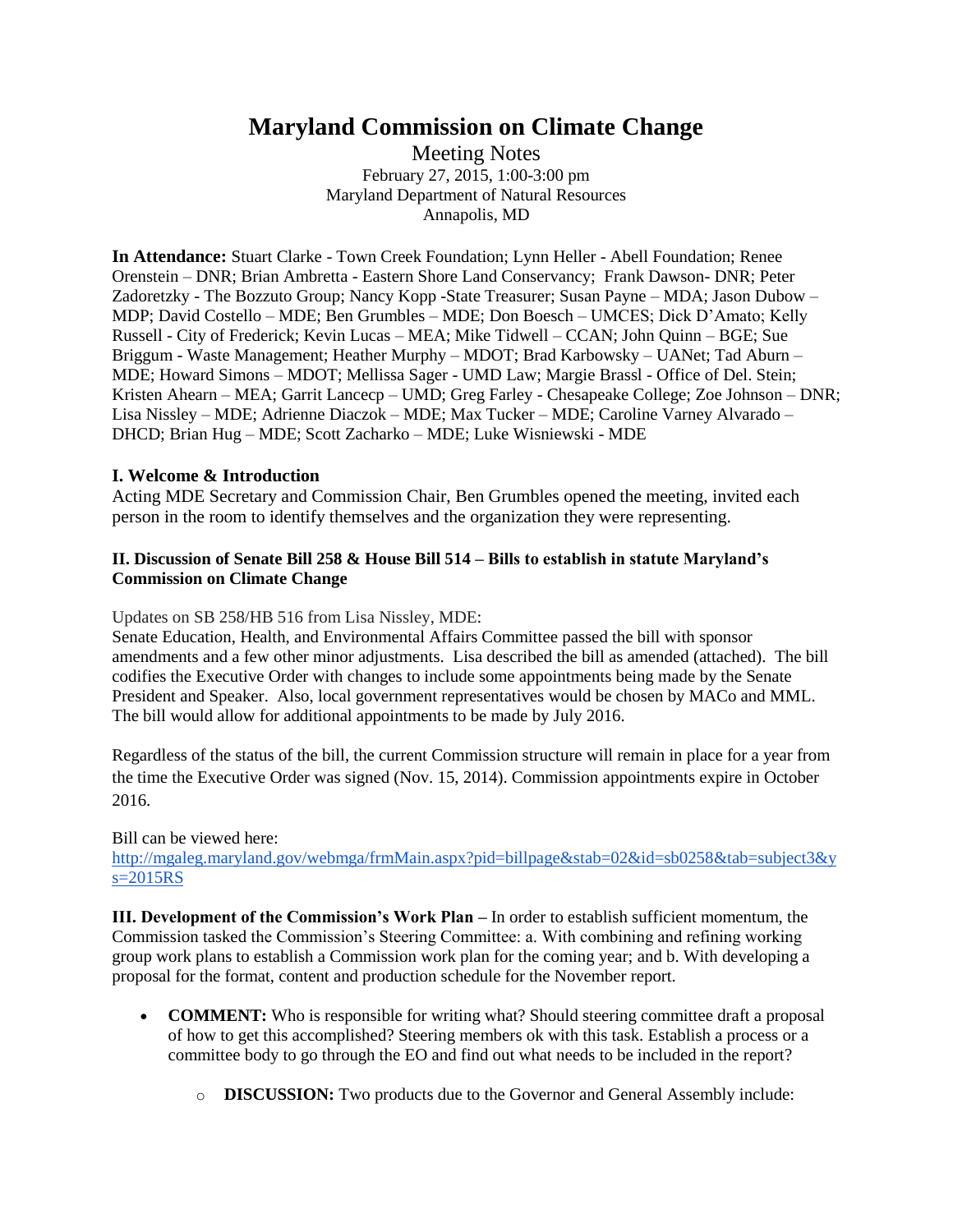# Maryland Commission on Climate Change

Meeting Notes
February 27, 2015, 1:00-3:00 pm
Maryland Department of Natural Resources
Annapolis, MD

**In Attendance:** Stuart Clarke - Town Creek Foundation; Lynn Heller - Abell Foundation; Renee Orenstein – DNR; Brian Ambretta - Eastern Shore Land Conservancy; Frank Dawson- DNR; Peter Zadoretzky - The Bozzuto Group; Nancy Kopp -State Treasurer; Susan Payne – MDA; Jason Dubow – MDP; David Costello – MDE; Ben Grumbles – MDE; Don Boesch – UMCES; Dick D'Amato; Kelly Russell - City of Frederick; Kevin Lucas – MEA; Mike Tidwell – CCAN; John Quinn – BGE; Sue Briggum - Waste Management; Heather Murphy – MDOT; Brad Karbowsky – UANet; Tad Aburn – MDE; Howard Simons – MDOT; Mellissa Sager - UMD Law; Margie Brassl - Office of Del. Stein; Kristen Ahearn – MEA; Garrit Lancecp – UMD; Greg Farley - Chesapeake College; Zoe Johnson – DNR; Lisa Nissley – MDE; Adrienne Diaczok – MDE; Max Tucker – MDE; Caroline Varney Alvarado – DHCD; Brian Hug – MDE; Scott Zacharko – MDE; Luke Wisniewski - MDE

### I. Welcome & Introduction

Acting MDE Secretary and Commission Chair, Ben Grumbles opened the meeting, invited each person in the room to identify themselves and the organization they were representing.

### II. Discussion of Senate Bill 258 & House Bill 514 – Bills to establish in statute Maryland's Commission on Climate Change

Updates on SB 258/HB 516 from Lisa Nissley, MDE:
Senate Education, Health, and Environmental Affairs Committee passed the bill with sponsor amendments and a few other minor adjustments. Lisa described the bill as amended (attached). The bill codifies the Executive Order with changes to include some appointments being made by the Senate President and Speaker. Also, local government representatives would be chosen by MACo and MML. The bill would allow for additional appointments to be made by July 2016.

Regardless of the status of the bill, the current Commission structure will remain in place for a year from the time the Executive Order was signed (Nov. 15, 2014). Commission appointments expire in October 2016.

Bill can be viewed here:
http://mgaleg.maryland.gov/webmga/frmMain.aspx?pid=billpage&stab=02&id=sb0258&tab=subject3&ys=2015RS

**III. Development of the Commission's Work Plan –** In order to establish sufficient momentum, the Commission tasked the Commission's Steering Committee: a. With combining and refining working group work plans to establish a Commission work plan for the coming year; and b. With developing a proposal for the format, content and production schedule for the November report.

- **COMMENT:** Who is responsible for writing what? Should steering committee draft a proposal of how to get this accomplished? Steering members ok with this task. Establish a process or a committee body to go through the EO and find out what needs to be included in the report?
  - **DISCUSSION:** Two products due to the Governor and General Assembly include: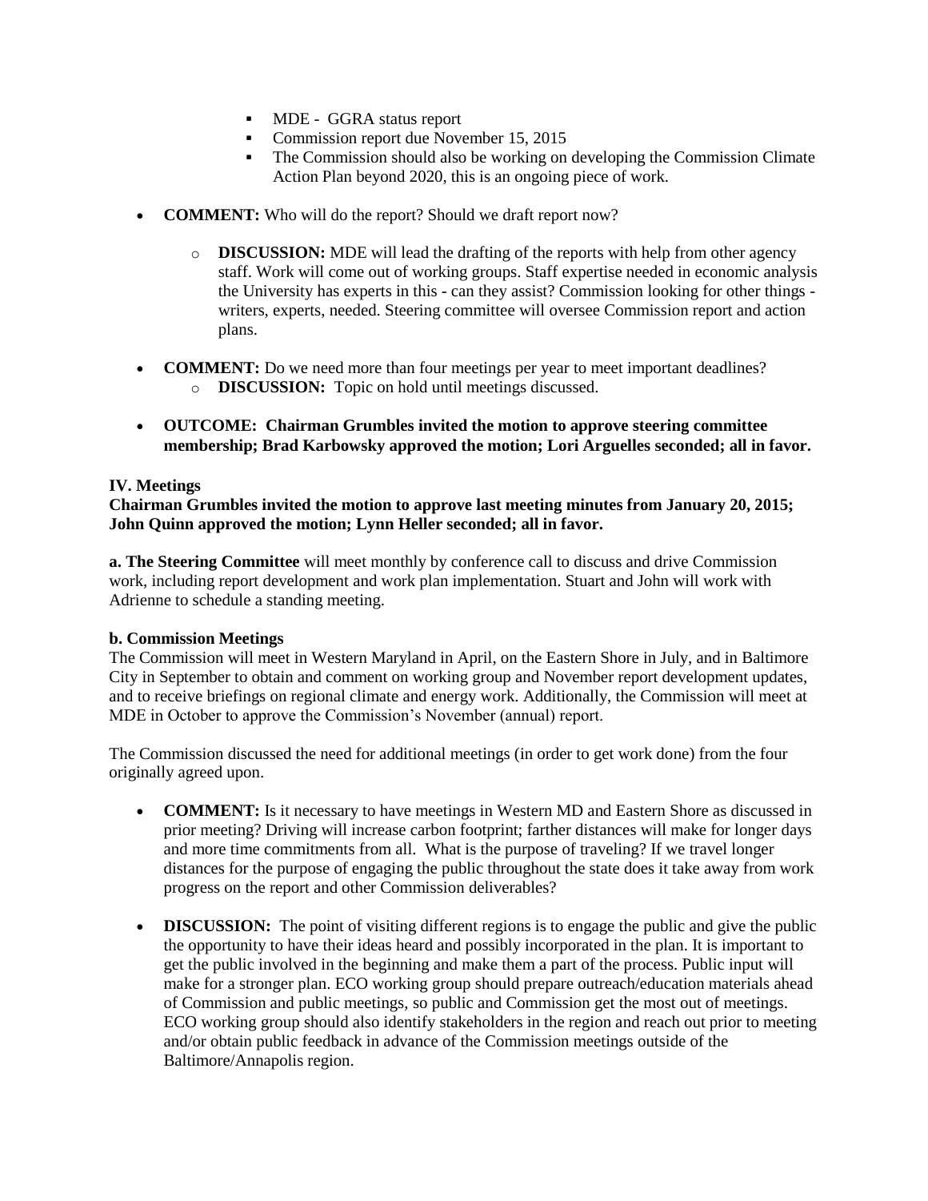- MDE - GGRA status report
    - Commission report due November 15, 2015
    - The Commission should also be working on developing the Commission Climate Action Plan beyond 2020, this is an ongoing piece of work.

- **COMMENT:** Who will do the report? Should we draft report now?
    - **DISCUSSION:** MDE will lead the drafting of the reports with help from other agency staff. Work will come out of working groups. Staff expertise needed in economic analysis the University has experts in this - can they assist? Commission looking for other things - writers, experts, needed. Steering committee will oversee Commission report and action plans.

- **COMMENT:** Do we need more than four meetings per year to meet important deadlines?
    - **DISCUSSION:** Topic on hold until meetings discussed.

- **OUTCOME: Chairman Grumbles invited the motion to approve steering committee membership; Brad Karbowsky approved the motion; Lori Arguelles seconded; all in favor.**

**IV. Meetings**

**Chairman Grumbles invited the motion to approve last meeting minutes from January 20, 2015; John Quinn approved the motion; Lynn Heller seconded; all in favor.**

**a. The Steering Committee** will meet monthly by conference call to discuss and drive Commission work, including report development and work plan implementation. Stuart and John will work with Adrienne to schedule a standing meeting.

**b. Commission Meetings**

The Commission will meet in Western Maryland in April, on the Eastern Shore in July, and in Baltimore City in September to obtain and comment on working group and November report development updates, and to receive briefings on regional climate and energy work. Additionally, the Commission will meet at MDE in October to approve the Commission's November (annual) report.

The Commission discussed the need for additional meetings (in order to get work done) from the four originally agreed upon.

- **COMMENT:** Is it necessary to have meetings in Western MD and Eastern Shore as discussed in prior meeting? Driving will increase carbon footprint; farther distances will make for longer days and more time commitments from all. What is the purpose of traveling? If we travel longer distances for the purpose of engaging the public throughout the state does it take away from work progress on the report and other Commission deliverables?

- **DISCUSSION:** The point of visiting different regions is to engage the public and give the public the opportunity to have their ideas heard and possibly incorporated in the plan. It is important to get the public involved in the beginning and make them a part of the process. Public input will make for a stronger plan. ECO working group should prepare outreach/education materials ahead of Commission and public meetings, so public and Commission get the most out of meetings. ECO working group should also identify stakeholders in the region and reach out prior to meeting and/or obtain public feedback in advance of the Commission meetings outside of the Baltimore/Annapolis region.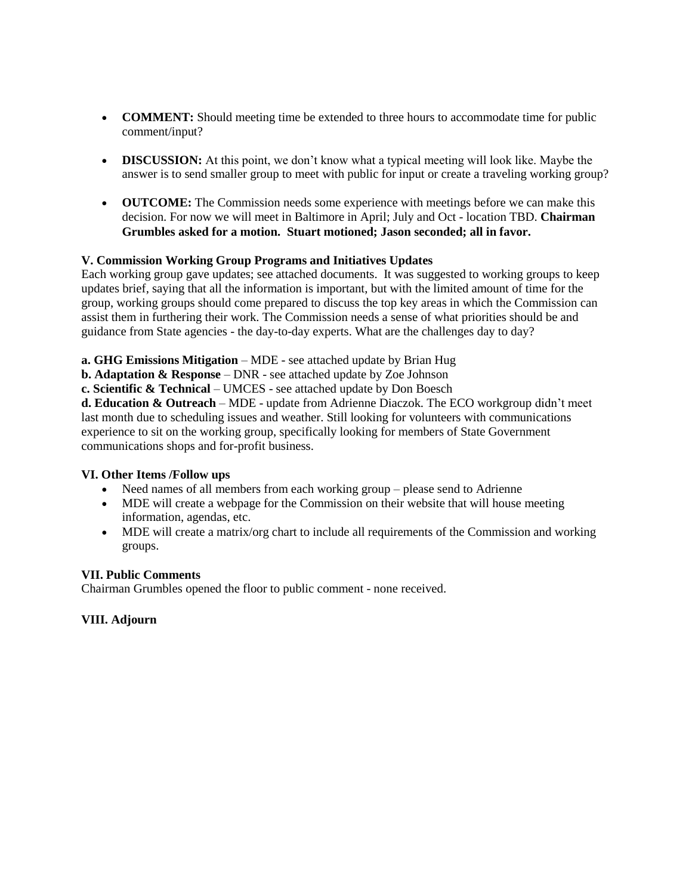- **COMMENT:** Should meeting time be extended to three hours to accommodate time for public comment/input?

- **DISCUSSION:** At this point, we don't know what a typical meeting will look like. Maybe the answer is to send smaller group to meet with public for input or create a traveling working group?

- **OUTCOME:** The Commission needs some experience with meetings before we can make this decision. For now we will meet in Baltimore in April; July and Oct - location TBD. **Chairman Grumbles asked for a motion. Stuart motioned; Jason seconded; all in favor.**

**V. Commission Working Group Programs and Initiatives Updates**

Each working group gave updates; see attached documents. It was suggested to working groups to keep updates brief, saying that all the information is important, but with the limited amount of time for the group, working groups should come prepared to discuss the top key areas in which the Commission can assist them in furthering their work. The Commission needs a sense of what priorities should be and guidance from State agencies - the day-to-day experts. What are the challenges day to day?

**a. GHG Emissions Mitigation** – MDE - see attached update by Brian Hug

**b. Adaptation & Response** – DNR - see attached update by Zoe Johnson

**c. Scientific & Technical** – UMCES - see attached update by Don Boesch

**d. Education & Outreach** – MDE - update from Adrienne Diaczok. The ECO workgroup didn't meet last month due to scheduling issues and weather. Still looking for volunteers with communications experience to sit on the working group, specifically looking for members of State Government communications shops and for-profit business.

**VI. Other Items /Follow ups**

- Need names of all members from each working group – please send to Adrienne
- MDE will create a webpage for the Commission on their website that will house meeting information, agendas, etc.
- MDE will create a matrix/org chart to include all requirements of the Commission and working groups.

**VII. Public Comments**

Chairman Grumbles opened the floor to public comment - none received.

**VIII. Adjourn**